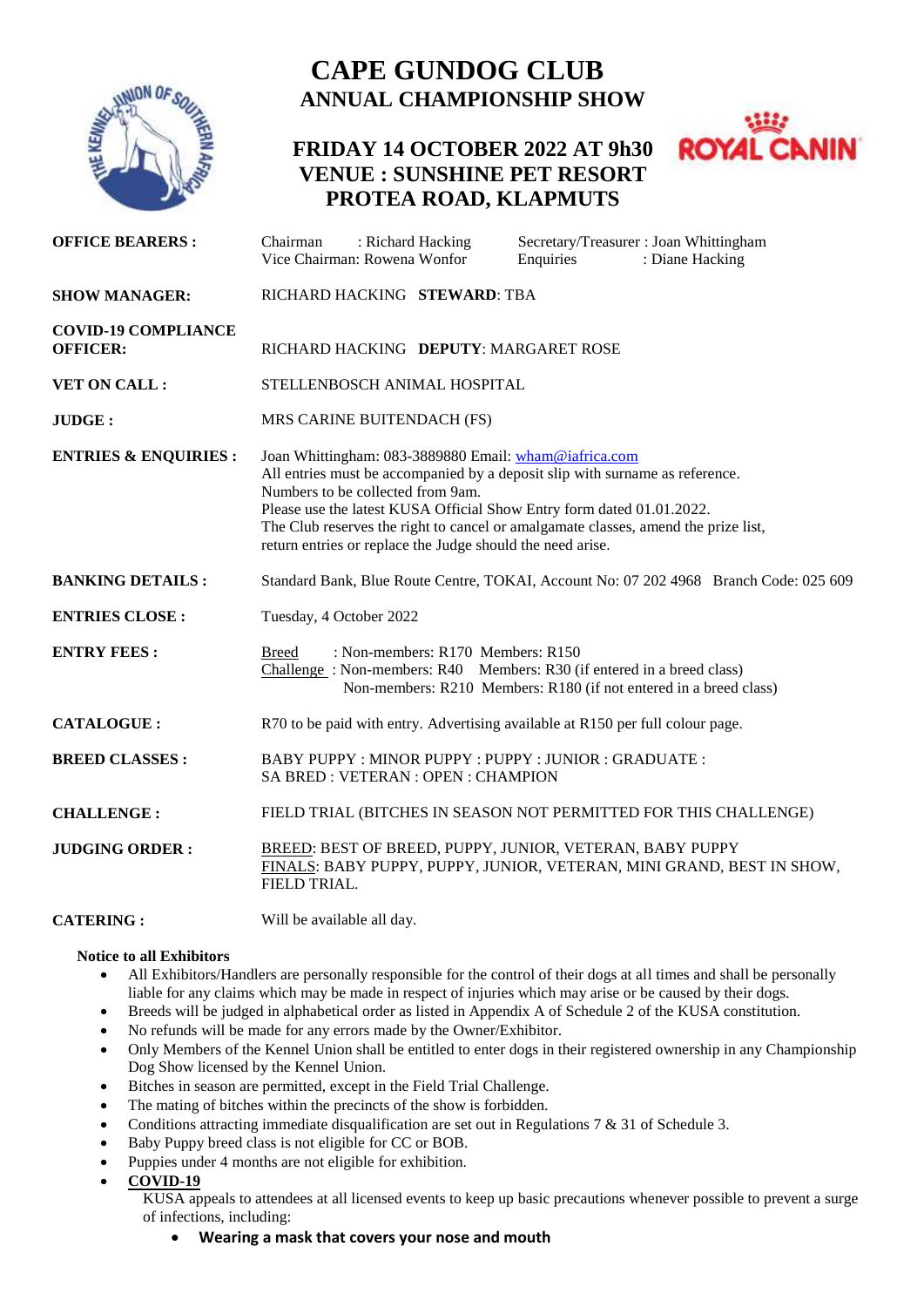# CAPE GUNDOG CLUB

## ANNUAL CHAMPIONSHIP SHOW

### FRIDAY 14 OCTOBER 2022 AT 9h30
### VENUE : SUNSHINE PET RESORT
### PROTEA ROAD, KLAPMUTS

**OFFICE BEARERS :** Chairman : Richard Hacking  Secretary/Treasurer : Joan Whittingham
Vice Chairman: Rowena Wonfor  Enquiries : Diane Hacking

**SHOW MANAGER:** RICHARD HACKING **STEWARD**: TBA

**COVID-19 COMPLIANCE OFFICER:** RICHARD HACKING **DEPUTY**: MARGARET ROSE

**VET ON CALL :** STELLENBOSCH ANIMAL HOSPITAL

**JUDGE :** MRS CARINE BUITENDACH (FS)

**ENTRIES & ENQUIRIES :** Joan Whittingham: 083-3889880 Email: wham@iafrica.com
All entries must be accompanied by a deposit slip with surname as reference.
Numbers to be collected from 9am.
Please use the latest KUSA Official Show Entry form dated 01.01.2022.
The Club reserves the right to cancel or amalgamate classes, amend the prize list, return entries or replace the Judge should the need arise.

**BANKING DETAILS :** Standard Bank, Blue Route Centre, TOKAI, Account No: 07 202 4968 Branch Code: 025 609

**ENTRIES CLOSE :** Tuesday, 4 October 2022

**ENTRY FEES :** Breed : Non-members: R170 Members: R150
Challenge : Non-members: R40 Members: R30 (if entered in a breed class)
Non-members: R210 Members: R180 (if not entered in a breed class)

**CATALOGUE :** R70 to be paid with entry. Advertising available at R150 per full colour page.

**BREED CLASSES :** BABY PUPPY : MINOR PUPPY : PUPPY : JUNIOR : GRADUATE : SA BRED : VETERAN : OPEN : CHAMPION

**CHALLENGE :** FIELD TRIAL (BITCHES IN SEASON NOT PERMITTED FOR THIS CHALLENGE)

**JUDGING ORDER :** BREED: BEST OF BREED, PUPPY, JUNIOR, VETERAN, BABY PUPPY
FINALS: BABY PUPPY, PUPPY, JUNIOR, VETERAN, MINI GRAND, BEST IN SHOW, FIELD TRIAL.

**CATERING :** Will be available all day.

**Notice to all Exhibitors**

- All Exhibitors/Handlers are personally responsible for the control of their dogs at all times and shall be personally liable for any claims which may be made in respect of injuries which may arise or be caused by their dogs.
- Breeds will be judged in alphabetical order as listed in Appendix A of Schedule 2 of the KUSA constitution.
- No refunds will be made for any errors made by the Owner/Exhibitor.
- Only Members of the Kennel Union shall be entitled to enter dogs in their registered ownership in any Championship Dog Show licensed by the Kennel Union.
- Bitches in season are permitted, except in the Field Trial Challenge.
- The mating of bitches within the precincts of the show is forbidden.
- Conditions attracting immediate disqualification are set out in Regulations 7 & 31 of Schedule 3.
- Baby Puppy breed class is not eligible for CC or BOB.
- Puppies under 4 months are not eligible for exhibition.
- **COVID-19**
  KUSA appeals to attendees at all licensed events to keep up basic precautions whenever possible to prevent a surge of infections, including:
  - **Wearing a mask that covers your nose and mouth**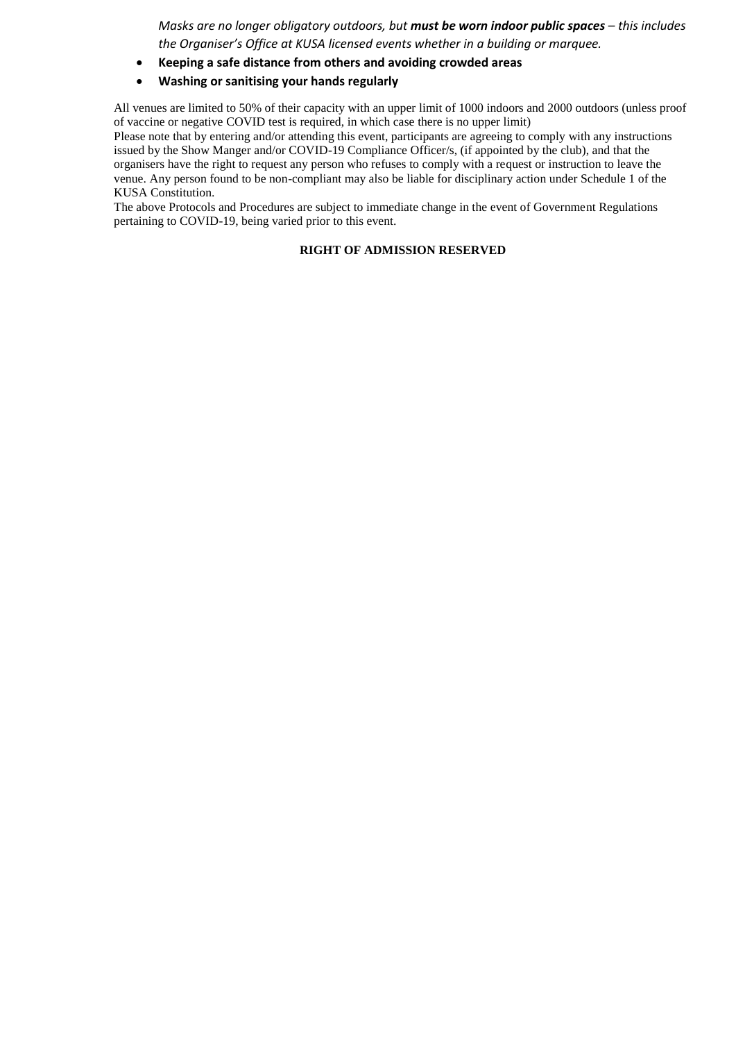*Masks are no longer obligatory outdoors, but* ***must be worn indoor public spaces*** *– this includes the Organiser's Office at KUSA licensed events whether in a building or marquee.*

- **Keeping a safe distance from others and avoiding crowded areas**
- **Washing or sanitising your hands regularly**

All venues are limited to 50% of their capacity with an upper limit of 1000 indoors and 2000 outdoors (unless proof of vaccine or negative COVID test is required, in which case there is no upper limit)

Please note that by entering and/or attending this event, participants are agreeing to comply with any instructions issued by the Show Manger and/or COVID-19 Compliance Officer/s, (if appointed by the club), and that the organisers have the right to request any person who refuses to comply with a request or instruction to leave the venue. Any person found to be non-compliant may also be liable for disciplinary action under Schedule 1 of the KUSA Constitution.

The above Protocols and Procedures are subject to immediate change in the event of Government Regulations pertaining to COVID-19, being varied prior to this event.

**RIGHT OF ADMISSION RESERVED**